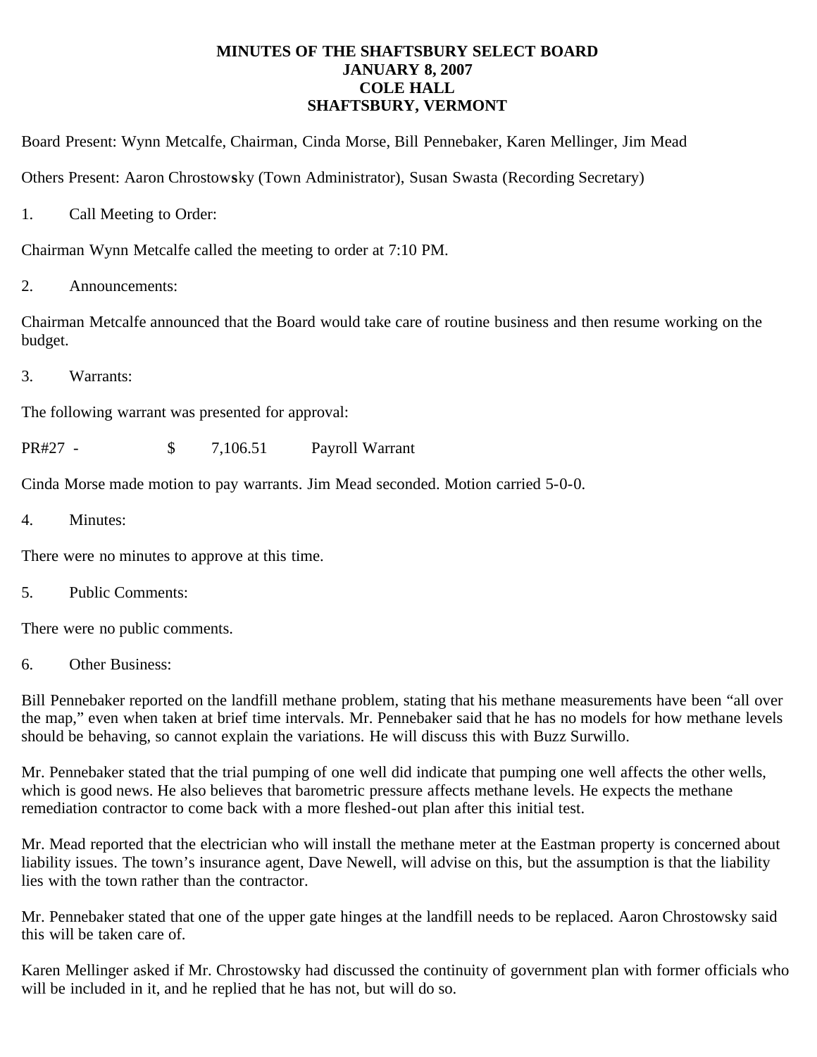# MINUTES OF THE SHAFTSBURY SELECT BOARD
# JANUARY 8, 2007
# COLE HALL
# SHAFTSBURY, VERMONT

Board Present: Wynn Metcalfe, Chairman, Cinda Morse, Bill Pennebaker, Karen Mellinger, Jim Mead

Others Present: Aaron Chrostowsky (Town Administrator), Susan Swasta (Recording Secretary)

1. Call Meeting to Order:

Chairman Wynn Metcalfe called the meeting to order at 7:10 PM.

2. Announcements:

Chairman Metcalfe announced that the Board would take care of routine business and then resume working on the budget.

3. Warrants:

The following warrant was presented for approval:

| PR#27 - | $ | 7,106.51 | Payroll Warrant |
|---|---|---|---|

Cinda Morse made motion to pay warrants. Jim Mead seconded. Motion carried 5-0-0.

4. Minutes:

There were no minutes to approve at this time.

5. Public Comments:

There were no public comments.

6. Other Business:

Bill Pennebaker reported on the landfill methane problem, stating that his methane measurements have been "all over the map," even when taken at brief time intervals. Mr. Pennebaker said that he has no models for how methane levels should be behaving, so cannot explain the variations. He will discuss this with Buzz Surwillo.

Mr. Pennebaker stated that the trial pumping of one well did indicate that pumping one well affects the other wells, which is good news. He also believes that barometric pressure affects methane levels. He expects the methane remediation contractor to come back with a more fleshed-out plan after this initial test.

Mr. Mead reported that the electrician who will install the methane meter at the Eastman property is concerned about liability issues. The town's insurance agent, Dave Newell, will advise on this, but the assumption is that the liability lies with the town rather than the contractor.

Mr. Pennebaker stated that one of the upper gate hinges at the landfill needs to be replaced. Aaron Chrostowsky said this will be taken care of.

Karen Mellinger asked if Mr. Chrostowsky had discussed the continuity of government plan with former officials who will be included in it, and he replied that he has not, but will do so.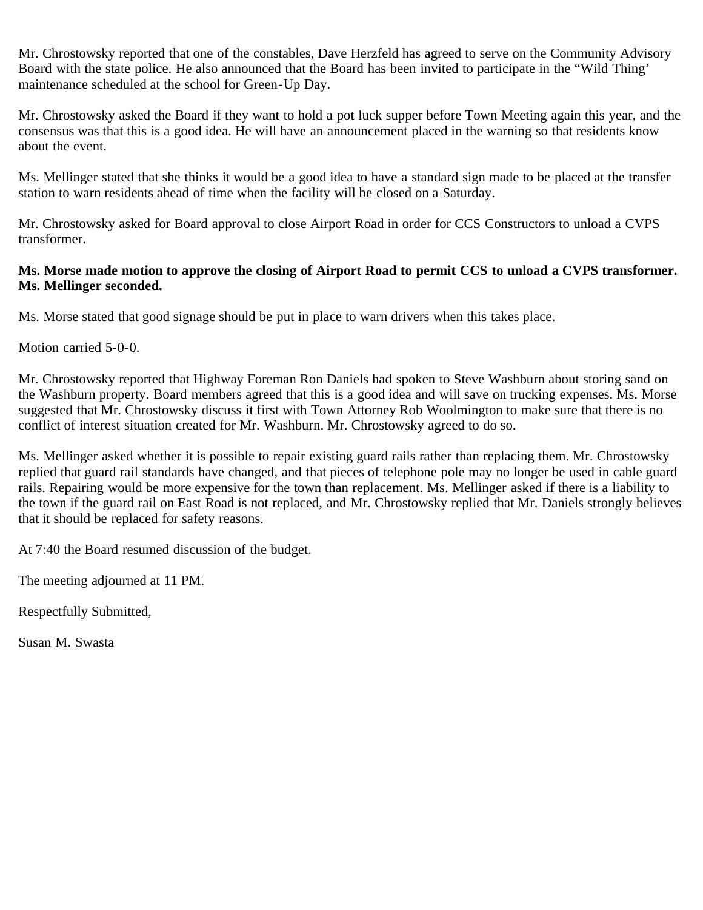Mr. Chrostowsky reported that one of the constables, Dave Herzfeld has agreed to serve on the Community Advisory Board with the state police. He also announced that the Board has been invited to participate in the "Wild Thing' maintenance scheduled at the school for Green-Up Day.

Mr. Chrostowsky asked the Board if they want to hold a pot luck supper before Town Meeting again this year, and the consensus was that this is a good idea. He will have an announcement placed in the warning so that residents know about the event.

Ms. Mellinger stated that she thinks it would be a good idea to have a standard sign made to be placed at the transfer station to warn residents ahead of time when the facility will be closed on a Saturday.

Mr. Chrostowsky asked for Board approval to close Airport Road in order for CCS Constructors to unload a CVPS transformer.

**Ms. Morse made motion to approve the closing of Airport Road to permit CCS to unload a CVPS transformer. Ms. Mellinger seconded.**

Ms. Morse stated that good signage should be put in place to warn drivers when this takes place.

Motion carried 5-0-0.

Mr. Chrostowsky reported that Highway Foreman Ron Daniels had spoken to Steve Washburn about storing sand on the Washburn property. Board members agreed that this is a good idea and will save on trucking expenses. Ms. Morse suggested that Mr. Chrostowsky discuss it first with Town Attorney Rob Woolmington to make sure that there is no conflict of interest situation created for Mr. Washburn. Mr. Chrostowsky agreed to do so.

Ms. Mellinger asked whether it is possible to repair existing guard rails rather than replacing them. Mr. Chrostowsky replied that guard rail standards have changed, and that pieces of telephone pole may no longer be used in cable guard rails. Repairing would be more expensive for the town than replacement. Ms. Mellinger asked if there is a liability to the town if the guard rail on East Road is not replaced, and Mr. Chrostowsky replied that Mr. Daniels strongly believes that it should be replaced for safety reasons.

At 7:40 the Board resumed discussion of the budget.

The meeting adjourned at 11 PM.

Respectfully Submitted,

Susan M. Swasta